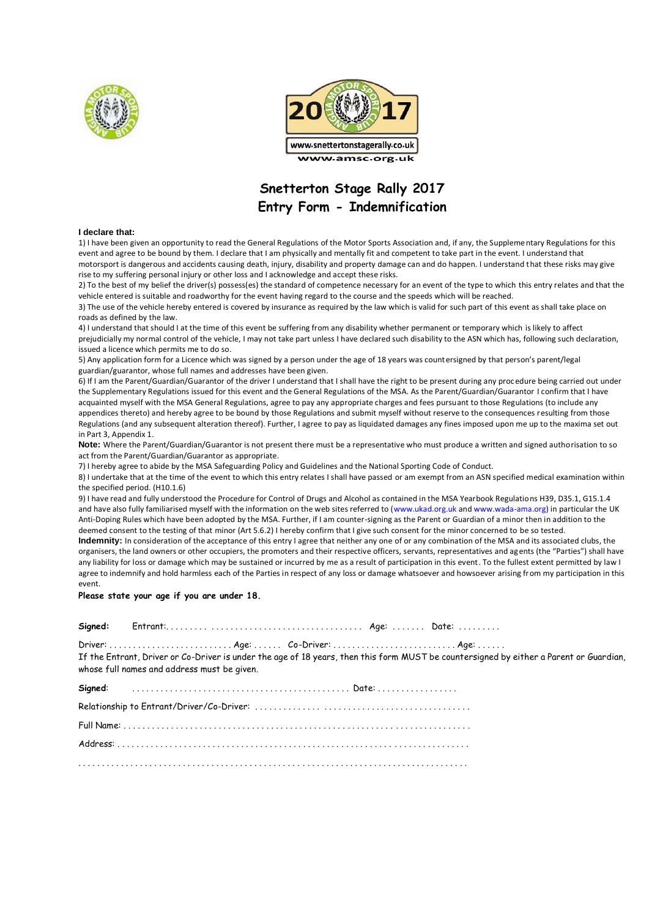www.snettertonstagerally.co.uk

www.amsc.org.uk

# Snetterton Stage Rally 2017
# Entry Form - Indemnification

**I declare that:**

1) I have been given an opportunity to read the General Regulations of the Motor Sports Association and, if any, the Supplementary Regulations for this event and agree to be bound by them. I declare that I am physically and mentally fit and competent to take part in the event. I understand that motorsport is dangerous and accidents causing death, injury, disability and property damage can and do happen. I understand that these risks may give rise to my suffering personal injury or other loss and I acknowledge and accept these risks.

2) To the best of my belief the driver(s) possess(es) the standard of competence necessary for an event of the type to which this entry relates and that the vehicle entered is suitable and roadworthy for the event having regard to the course and the speeds which will be reached.

3) The use of the vehicle hereby entered is covered by insurance as required by the law which is valid for such part of this event as shall take place on roads as defined by the law.

4) I understand that should I at the time of this event be suffering from any disability whether permanent or temporary which is likely to affect prejudicially my normal control of the vehicle, I may not take part unless I have declared such disability to the ASN which has, following such declaration, issued a licence which permits me to do so.

5) Any application form for a Licence which was signed by a person under the age of 18 years was countersigned by that person's parent/legal guardian/guarantor, whose full names and addresses have been given.

6) If I am the Parent/Guardian/Guarantor of the driver I understand that I shall have the right to be present during any procedure being carried out under the Supplementary Regulations issued for this event and the General Regulations of the MSA. As the Parent/Guardian/Guarantor I confirm that I have acquainted myself with the MSA General Regulations, agree to pay any appropriate charges and fees pursuant to those Regulations (to include any appendices thereto) and hereby agree to be bound by those Regulations and submit myself without reserve to the consequences resulting from those Regulations (and any subsequent alteration thereof). Further, I agree to pay as liquidated damages any fines imposed upon me up to the maxima set out in Part 3, Appendix 1.

**Note:** Where the Parent/Guardian/Guarantor is not present there must be a representative who must produce a written and signed authorisation to so act from the Parent/Guardian/Guarantor as appropriate.

7) I hereby agree to abide by the MSA Safeguarding Policy and Guidelines and the National Sporting Code of Conduct.

8) I undertake that at the time of the event to which this entry relates I shall have passed or am exempt from an ASN specified medical examination within the specified period. (H10.1.6)

9) I have read and fully understood the Procedure for Control of Drugs and Alcohol as contained in the MSA Yearbook Regulations H39, D35.1, G15.1.4 and have also fully familiarised myself with the information on the web sites referred to (www.ukad.org.uk and www.wada-ama.org) in particular the UK Anti-Doping Rules which have been adopted by the MSA. Further, if I am counter-signing as the Parent or Guardian of a minor then in addition to the deemed consent to the testing of that minor (Art 5.6.2) I hereby confirm that I give such consent for the minor concerned to be so tested.

**Indemnity:** In consideration of the acceptance of this entry I agree that neither any one of or any combination of the MSA and its associated clubs, the organisers, the land owners or other occupiers, the promoters and their respective officers, servants, representatives and agents (the "Parties") shall have any liability for loss or damage which may be sustained or incurred by me as a result of participation in this event. To the fullest extent permitted by law I agree to indemnify and hold harmless each of the Parties in respect of any loss or damage whatsoever and howsoever arising from my participation in this event.

**Please state your age if you are under 18.**

**Signed:** Entrant:. . . . . . . . . . . . . . . . . . . . . . . . . . . . . . . . . . . . . . . . . Age: . . . . . . . Date: . . . . . . . . .

Driver: . . . . . . . . . . . . . . . . . . . . . . . . . . Age: . . . . . . Co-Driver: . . . . . . . . . . . . . . . . . . . . . . . . . . Age: . . . . . .

If the Entrant, Driver or Co-Driver is under the age of 18 years, then this form MUST be countersigned by either a Parent or Guardian, whose full names and address must be given.

**Signed**: . . . . . . . . . . . . . . . . . . . . . . . . . . . . . . . . . . . . . . . . . . . . . Date: . . . . . . . . . . . . . . . . .

Relationship to Entrant/Driver/Co-Driver: . . . . . . . . . . . . . . . . . . . . . . . . . . . . . . . . . . . . . . . . . . . . . .

Full Name: . . . . . . . . . . . . . . . . . . . . . . . . . . . . . . . . . . . . . . . . . . . . . . . . . . . . . . . . . . . . . . . . . . . . . . .

Address: . . . . . . . . . . . . . . . . . . . . . . . . . . . . . . . . . . . . . . . . . . . . . . . . . . . . . . . . . . . . . . . . . . . . . . . . .

. . . . . . . . . . . . . . . . . . . . . . . . . . . . . . . . . . . . . . . . . . . . . . . . . . . . . . . . . . . . . . . . . . . . . . . . . . . . . . . . .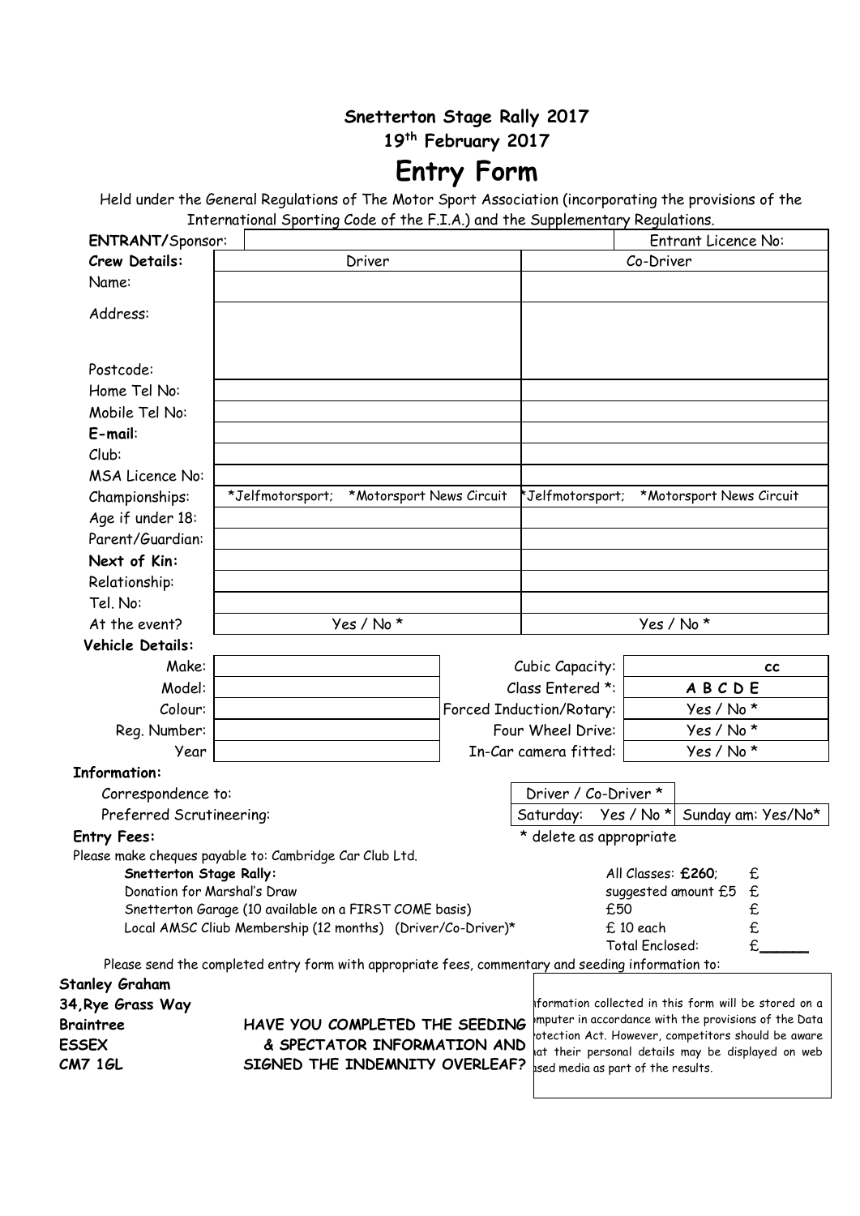**Snetterton Stage Rally 2017**

**19th February 2017**

# Entry Form

Held under the General Regulations of The Motor Sport Association (incorporating the provisions of the International Sporting Code of the F.I.A.) and the Supplementary Regulations.

| **ENTRANT/**Sponsor: | | Entrant Licence No: |
|---|---|---|
| **Crew Details:** | Driver | Co-Driver |
| Name: | | |
| Address: | | |
| Postcode: | | |
| Home Tel No: | | |
| Mobile Tel No: | | |
| **E-mail**: | | |
| Club: | | |
| MSA Licence No: | | |
| Championships: | *Jelfmotorsport; *Motorsport News Circuit | *Jelfmotorsport; *Motorsport News Circuit |
| Age if under 18: | | |
| Parent/Guardian: | | |
| **Next of Kin:** | | |
| Relationship: | | |
| Tel. No: | | |
| At the event? | Yes / No * | Yes / No * |

**Vehicle Details:**

| | | | |
|---|---|---|---|
| Make: | | Cubic Capacity: | cc |
| Model: | | Class Entered *: | A B C D E |
| Colour: | | Forced Induction/Rotary: | Yes / No * |
| Reg. Number: | | Four Wheel Drive: | Yes / No * |
| Year | | In-Car camera fitted: | Yes / No * |

**Information:**

| | | |
|---|---|---|
| Correspondence to: | Driver / Co-Driver * | |
| Preferred Scrutineering: | Saturday: Yes / No * | Sunday am: Yes/No* |

**Entry Fees:** * delete as appropriate

Please make cheques payable to: Cambridge Car Club Ltd.

| | | |
|---|---|---|
| **Snetterton Stage Rally:** | All Classes: **£260**; | £ |
| Donation for Marshal's Draw | suggested amount £5 | £ |
| Snetterton Garage (10 available on a FIRST COME basis) | £50 | £ |
| Local AMSC Cliub Membership (12 months) (Driver/Co-Driver)* | £ 10 each | £ |
| | Total Enclosed: | £_____ |

Please send the completed entry form with appropriate fees, commentary and seeding information to:

**Stanley Graham**
**34,Rye Grass Way**
**Braintree**
**ESSEX**
**CM7 1GL**

**HAVE YOU COMPLETED THE SEEDING & SPECTATOR INFORMATION AND SIGNED THE INDEMNITY OVERLEAF?**

nformation collected in this form will be stored on a omputer in accordance with the provisions of the Data rotection Act. However, competitors should be aware hat their personal details may be displayed on web ased media as part of the results.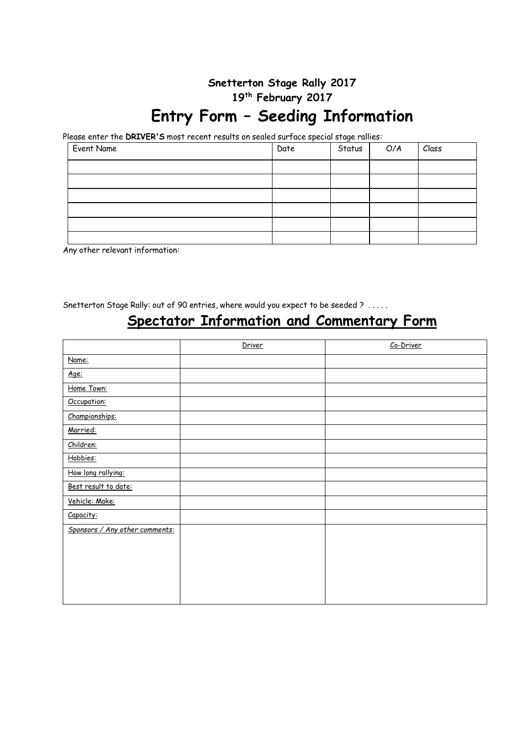**Snetterton Stage Rally 2017**

**19th February 2017**

# Entry Form – Seeding Information

Please enter the **DRIVER'S** most recent results on sealed surface special stage rallies:

| Event Name | Date | Status | O/A | Class |
| --- | --- | --- | --- | --- |
| | | | | |
| | | | | |
| | | | | |
| | | | | |
| | | | | |
| | | | | |

Any other relevant information:

Snetterton Stage Rally: out of 90 entries, where would you expect to be seeded ? .....

# Spectator Information and Commentary Form

| | Driver | Co-Driver |
| --- | --- | --- |
| Name: | | |
| Age: | | |
| Home Town: | | |
| Occupation: | | |
| Championships: | | |
| Married: | | |
| Children: | | |
| Hobbies: | | |
| How long rallying: | | |
| Best result to date: | | |
| Vehicle: Make: | | |
| Capacity: | | |
| *Sponsors / Any other comments:* | | |